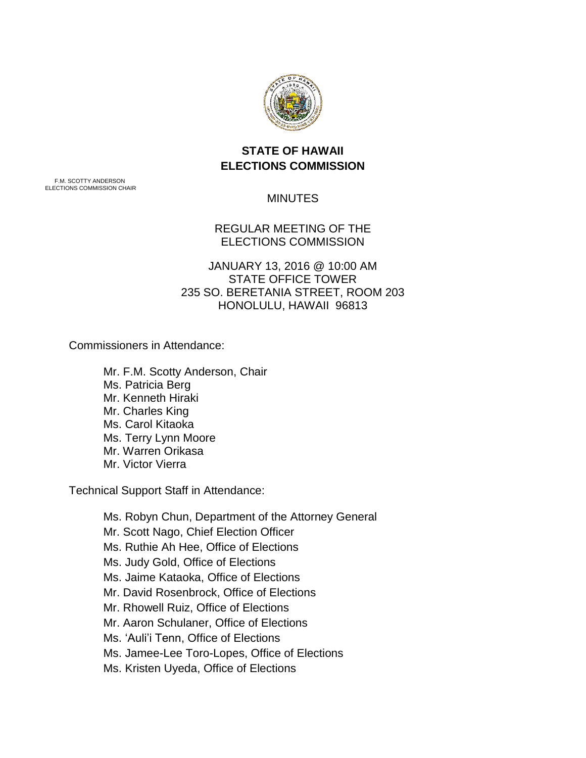# STATE OF HAWAII
# ELECTIONS COMMISSION

F.M. SCOTTY ANDERSON
ELECTIONS COMMISSION CHAIR

MINUTES

REGULAR MEETING OF THE
ELECTIONS COMMISSION

JANUARY 13, 2016 @ 10:00 AM
STATE OFFICE TOWER
235 SO. BERETANIA STREET, ROOM 203
HONOLULU, HAWAII 96813

Commissioners in Attendance:

- Mr. F.M. Scotty Anderson, Chair
- Ms. Patricia Berg
- Mr. Kenneth Hiraki
- Mr. Charles King
- Ms. Carol Kitaoka
- Ms. Terry Lynn Moore
- Mr. Warren Orikasa
- Mr. Victor Vierra

Technical Support Staff in Attendance:

- Ms. Robyn Chun, Department of the Attorney General
- Mr. Scott Nago, Chief Election Officer
- Ms. Ruthie Ah Hee, Office of Elections
- Ms. Judy Gold, Office of Elections
- Ms. Jaime Kataoka, Office of Elections
- Mr. David Rosenbrock, Office of Elections
- Mr. Rhowell Ruiz, Office of Elections
- Mr. Aaron Schulaner, Office of Elections
- Ms. 'Auli'i Tenn, Office of Elections
- Ms. Jamee-Lee Toro-Lopes, Office of Elections
- Ms. Kristen Uyeda, Office of Elections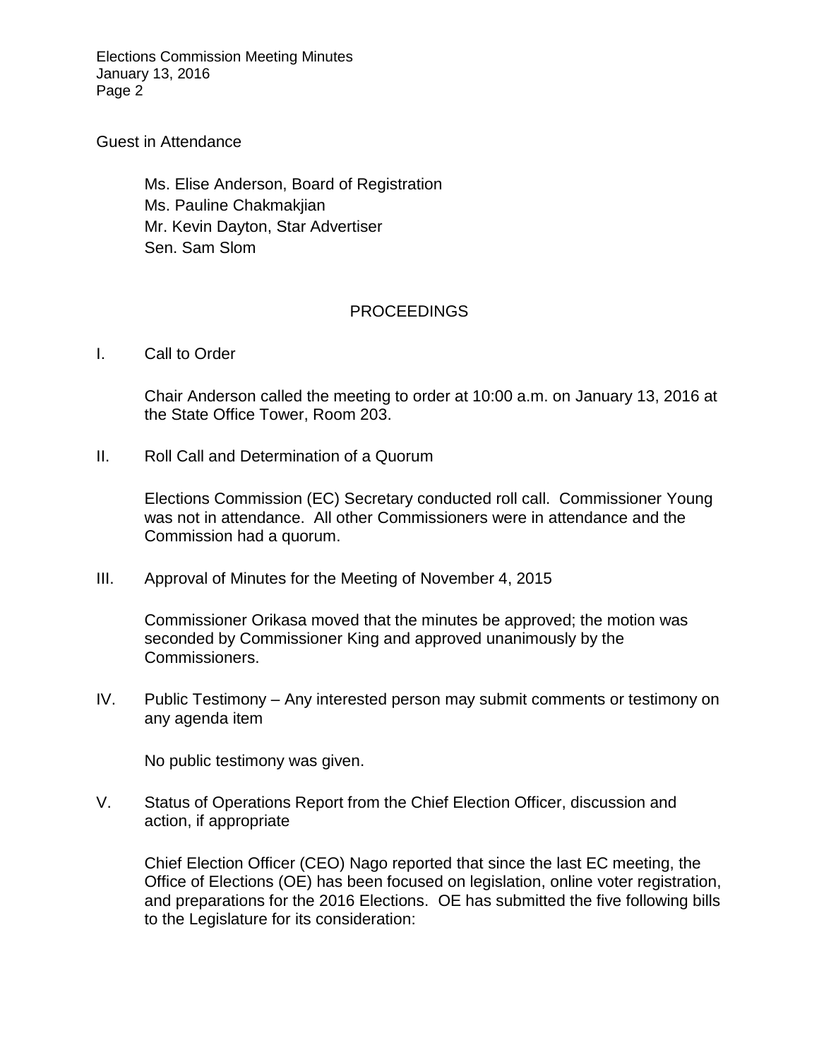Guest in Attendance

Ms. Elise Anderson, Board of Registration
Ms. Pauline Chakmakjian
Mr. Kevin Dayton, Star Advertiser
Sen. Sam Slom

## PROCEEDINGS

I. Call to Order

Chair Anderson called the meeting to order at 10:00 a.m. on January 13, 2016 at the State Office Tower, Room 203.

II. Roll Call and Determination of a Quorum

Elections Commission (EC) Secretary conducted roll call. Commissioner Young was not in attendance. All other Commissioners were in attendance and the Commission had a quorum.

III. Approval of Minutes for the Meeting of November 4, 2015

Commissioner Orikasa moved that the minutes be approved; the motion was seconded by Commissioner King and approved unanimously by the Commissioners.

IV. Public Testimony – Any interested person may submit comments or testimony on any agenda item

No public testimony was given.

V. Status of Operations Report from the Chief Election Officer, discussion and action, if appropriate

Chief Election Officer (CEO) Nago reported that since the last EC meeting, the Office of Elections (OE) has been focused on legislation, online voter registration, and preparations for the 2016 Elections. OE has submitted the five following bills to the Legislature for its consideration: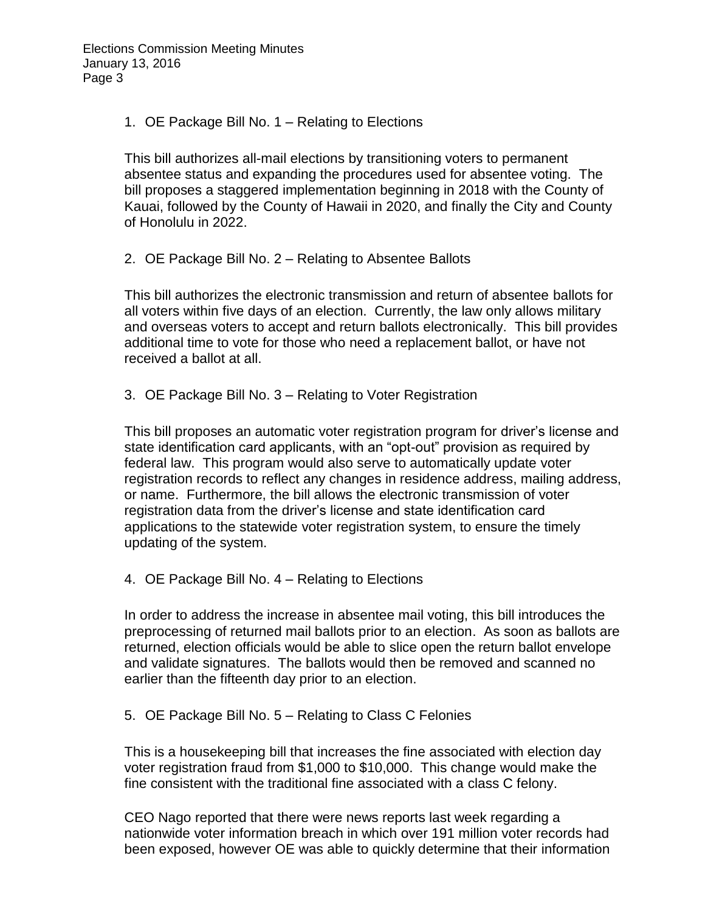1. OE Package Bill No. 1 – Relating to Elections

   This bill authorizes all-mail elections by transitioning voters to permanent absentee status and expanding the procedures used for absentee voting. The bill proposes a staggered implementation beginning in 2018 with the County of Kauai, followed by the County of Hawaii in 2020, and finally the City and County of Honolulu in 2022.

2. OE Package Bill No. 2 – Relating to Absentee Ballots

   This bill authorizes the electronic transmission and return of absentee ballots for all voters within five days of an election. Currently, the law only allows military and overseas voters to accept and return ballots electronically. This bill provides additional time to vote for those who need a replacement ballot, or have not received a ballot at all.

3. OE Package Bill No. 3 – Relating to Voter Registration

   This bill proposes an automatic voter registration program for driver's license and state identification card applicants, with an "opt-out" provision as required by federal law. This program would also serve to automatically update voter registration records to reflect any changes in residence address, mailing address, or name. Furthermore, the bill allows the electronic transmission of voter registration data from the driver's license and state identification card applications to the statewide voter registration system, to ensure the timely updating of the system.

4. OE Package Bill No. 4 – Relating to Elections

   In order to address the increase in absentee mail voting, this bill introduces the preprocessing of returned mail ballots prior to an election. As soon as ballots are returned, election officials would be able to slice open the return ballot envelope and validate signatures. The ballots would then be removed and scanned no earlier than the fifteenth day prior to an election.

5. OE Package Bill No. 5 – Relating to Class C Felonies

   This is a housekeeping bill that increases the fine associated with election day voter registration fraud from $1,000 to $10,000. This change would make the fine consistent with the traditional fine associated with a class C felony.

CEO Nago reported that there were news reports last week regarding a nationwide voter information breach in which over 191 million voter records had been exposed, however OE was able to quickly determine that their information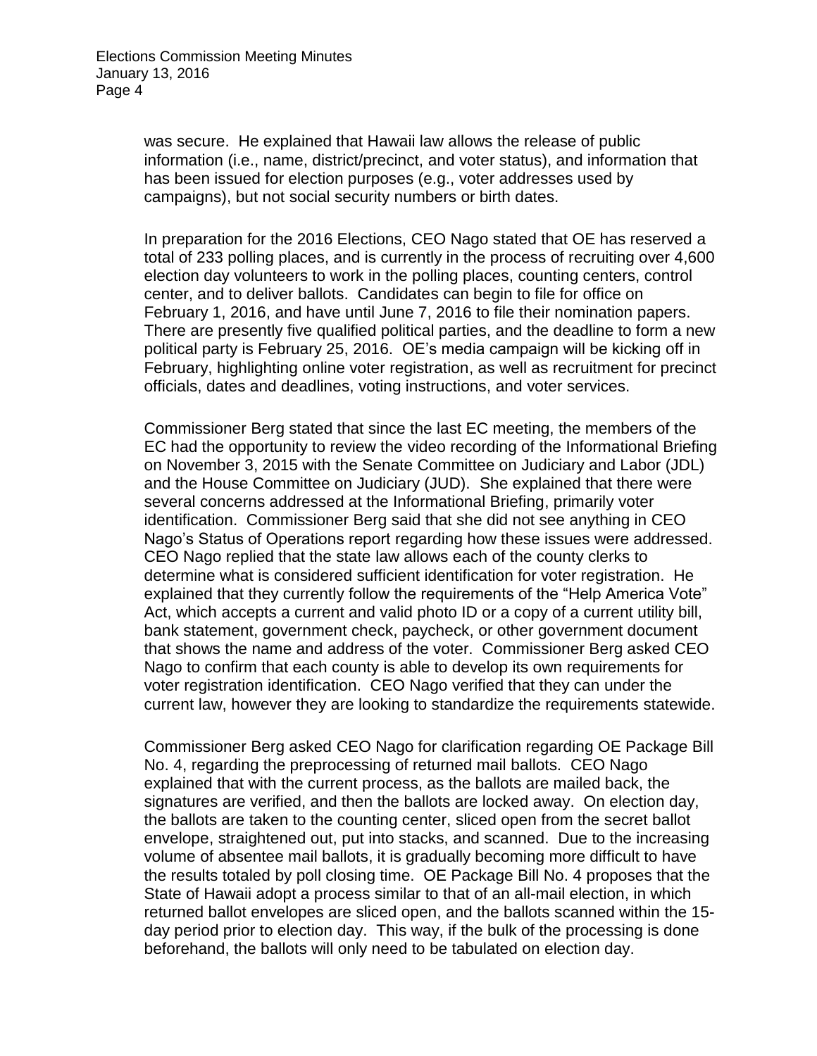was secure. He explained that Hawaii law allows the release of public information (i.e., name, district/precinct, and voter status), and information that has been issued for election purposes (e.g., voter addresses used by campaigns), but not social security numbers or birth dates.

In preparation for the 2016 Elections, CEO Nago stated that OE has reserved a total of 233 polling places, and is currently in the process of recruiting over 4,600 election day volunteers to work in the polling places, counting centers, control center, and to deliver ballots. Candidates can begin to file for office on February 1, 2016, and have until June 7, 2016 to file their nomination papers. There are presently five qualified political parties, and the deadline to form a new political party is February 25, 2016. OE's media campaign will be kicking off in February, highlighting online voter registration, as well as recruitment for precinct officials, dates and deadlines, voting instructions, and voter services.

Commissioner Berg stated that since the last EC meeting, the members of the EC had the opportunity to review the video recording of the Informational Briefing on November 3, 2015 with the Senate Committee on Judiciary and Labor (JDL) and the House Committee on Judiciary (JUD). She explained that there were several concerns addressed at the Informational Briefing, primarily voter identification. Commissioner Berg said that she did not see anything in CEO Nago's Status of Operations report regarding how these issues were addressed. CEO Nago replied that the state law allows each of the county clerks to determine what is considered sufficient identification for voter registration. He explained that they currently follow the requirements of the "Help America Vote" Act, which accepts a current and valid photo ID or a copy of a current utility bill, bank statement, government check, paycheck, or other government document that shows the name and address of the voter. Commissioner Berg asked CEO Nago to confirm that each county is able to develop its own requirements for voter registration identification. CEO Nago verified that they can under the current law, however they are looking to standardize the requirements statewide.

Commissioner Berg asked CEO Nago for clarification regarding OE Package Bill No. 4, regarding the preprocessing of returned mail ballots. CEO Nago explained that with the current process, as the ballots are mailed back, the signatures are verified, and then the ballots are locked away. On election day, the ballots are taken to the counting center, sliced open from the secret ballot envelope, straightened out, put into stacks, and scanned. Due to the increasing volume of absentee mail ballots, it is gradually becoming more difficult to have the results totaled by poll closing time. OE Package Bill No. 4 proposes that the State of Hawaii adopt a process similar to that of an all-mail election, in which returned ballot envelopes are sliced open, and the ballots scanned within the 15-day period prior to election day. This way, if the bulk of the processing is done beforehand, the ballots will only need to be tabulated on election day.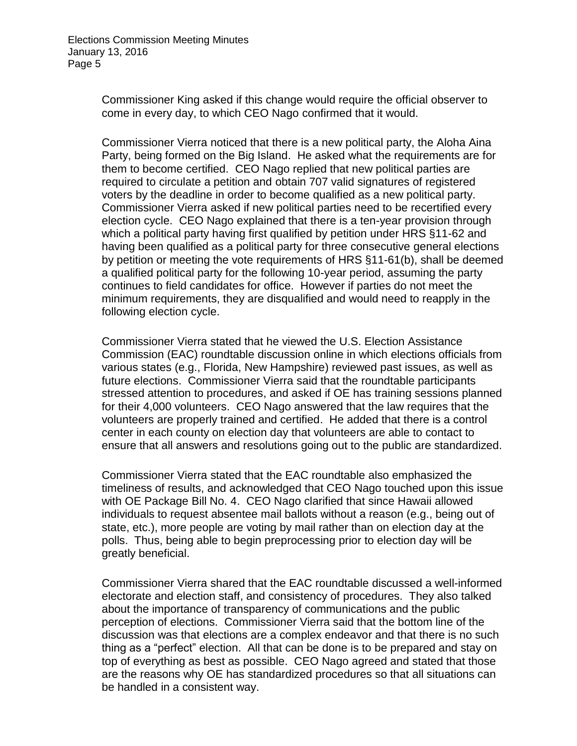Commissioner King asked if this change would require the official observer to come in every day, to which CEO Nago confirmed that it would.

Commissioner Vierra noticed that there is a new political party, the Aloha Aina Party, being formed on the Big Island. He asked what the requirements are for them to become certified. CEO Nago replied that new political parties are required to circulate a petition and obtain 707 valid signatures of registered voters by the deadline in order to become qualified as a new political party. Commissioner Vierra asked if new political parties need to be recertified every election cycle. CEO Nago explained that there is a ten-year provision through which a political party having first qualified by petition under HRS §11-62 and having been qualified as a political party for three consecutive general elections by petition or meeting the vote requirements of HRS §11-61(b), shall be deemed a qualified political party for the following 10-year period, assuming the party continues to field candidates for office. However if parties do not meet the minimum requirements, they are disqualified and would need to reapply in the following election cycle.

Commissioner Vierra stated that he viewed the U.S. Election Assistance Commission (EAC) roundtable discussion online in which elections officials from various states (e.g., Florida, New Hampshire) reviewed past issues, as well as future elections. Commissioner Vierra said that the roundtable participants stressed attention to procedures, and asked if OE has training sessions planned for their 4,000 volunteers. CEO Nago answered that the law requires that the volunteers are properly trained and certified. He added that there is a control center in each county on election day that volunteers are able to contact to ensure that all answers and resolutions going out to the public are standardized.

Commissioner Vierra stated that the EAC roundtable also emphasized the timeliness of results, and acknowledged that CEO Nago touched upon this issue with OE Package Bill No. 4. CEO Nago clarified that since Hawaii allowed individuals to request absentee mail ballots without a reason (e.g., being out of state, etc.), more people are voting by mail rather than on election day at the polls. Thus, being able to begin preprocessing prior to election day will be greatly beneficial.

Commissioner Vierra shared that the EAC roundtable discussed a well-informed electorate and election staff, and consistency of procedures. They also talked about the importance of transparency of communications and the public perception of elections. Commissioner Vierra said that the bottom line of the discussion was that elections are a complex endeavor and that there is no such thing as a "perfect" election. All that can be done is to be prepared and stay on top of everything as best as possible. CEO Nago agreed and stated that those are the reasons why OE has standardized procedures so that all situations can be handled in a consistent way.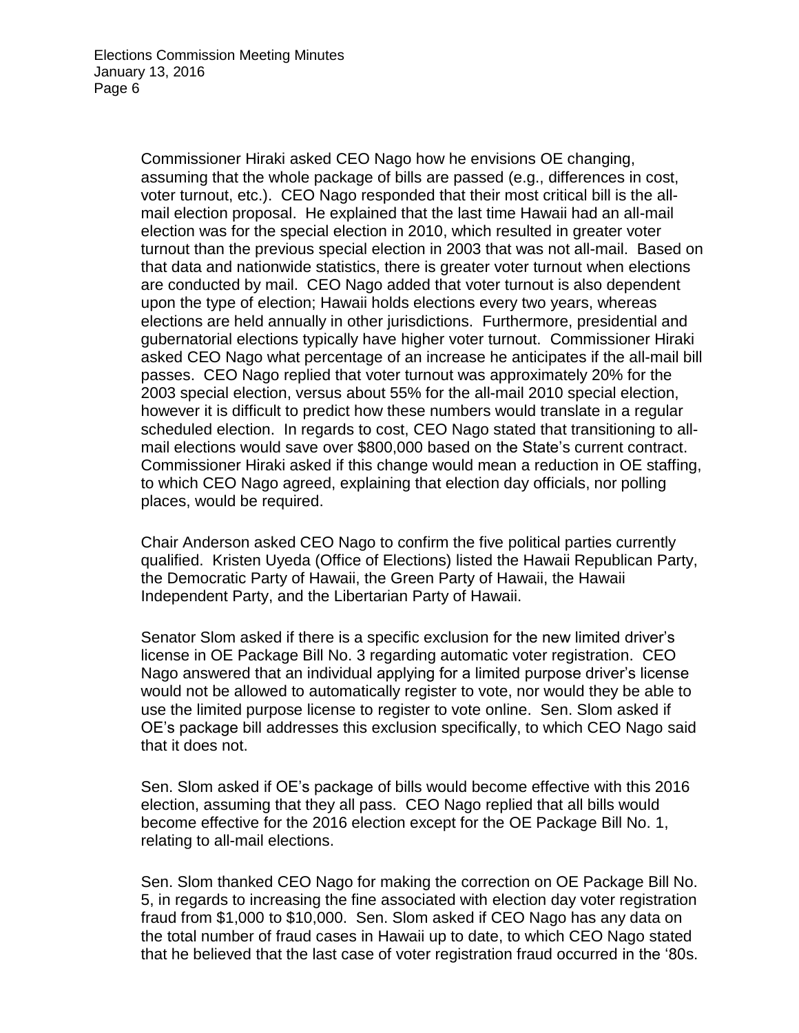Commissioner Hiraki asked CEO Nago how he envisions OE changing, assuming that the whole package of bills are passed (e.g., differences in cost, voter turnout, etc.). CEO Nago responded that their most critical bill is the all-mail election proposal. He explained that the last time Hawaii had an all-mail election was for the special election in 2010, which resulted in greater voter turnout than the previous special election in 2003 that was not all-mail. Based on that data and nationwide statistics, there is greater voter turnout when elections are conducted by mail. CEO Nago added that voter turnout is also dependent upon the type of election; Hawaii holds elections every two years, whereas elections are held annually in other jurisdictions. Furthermore, presidential and gubernatorial elections typically have higher voter turnout. Commissioner Hiraki asked CEO Nago what percentage of an increase he anticipates if the all-mail bill passes. CEO Nago replied that voter turnout was approximately 20% for the 2003 special election, versus about 55% for the all-mail 2010 special election, however it is difficult to predict how these numbers would translate in a regular scheduled election. In regards to cost, CEO Nago stated that transitioning to all-mail elections would save over $800,000 based on the State's current contract. Commissioner Hiraki asked if this change would mean a reduction in OE staffing, to which CEO Nago agreed, explaining that election day officials, nor polling places, would be required.

Chair Anderson asked CEO Nago to confirm the five political parties currently qualified. Kristen Uyeda (Office of Elections) listed the Hawaii Republican Party, the Democratic Party of Hawaii, the Green Party of Hawaii, the Hawaii Independent Party, and the Libertarian Party of Hawaii.

Senator Slom asked if there is a specific exclusion for the new limited driver's license in OE Package Bill No. 3 regarding automatic voter registration. CEO Nago answered that an individual applying for a limited purpose driver's license would not be allowed to automatically register to vote, nor would they be able to use the limited purpose license to register to vote online. Sen. Slom asked if OE's package bill addresses this exclusion specifically, to which CEO Nago said that it does not.

Sen. Slom asked if OE's package of bills would become effective with this 2016 election, assuming that they all pass. CEO Nago replied that all bills would become effective for the 2016 election except for the OE Package Bill No. 1, relating to all-mail elections.

Sen. Slom thanked CEO Nago for making the correction on OE Package Bill No. 5, in regards to increasing the fine associated with election day voter registration fraud from $1,000 to $10,000. Sen. Slom asked if CEO Nago has any data on the total number of fraud cases in Hawaii up to date, to which CEO Nago stated that he believed that the last case of voter registration fraud occurred in the '80s.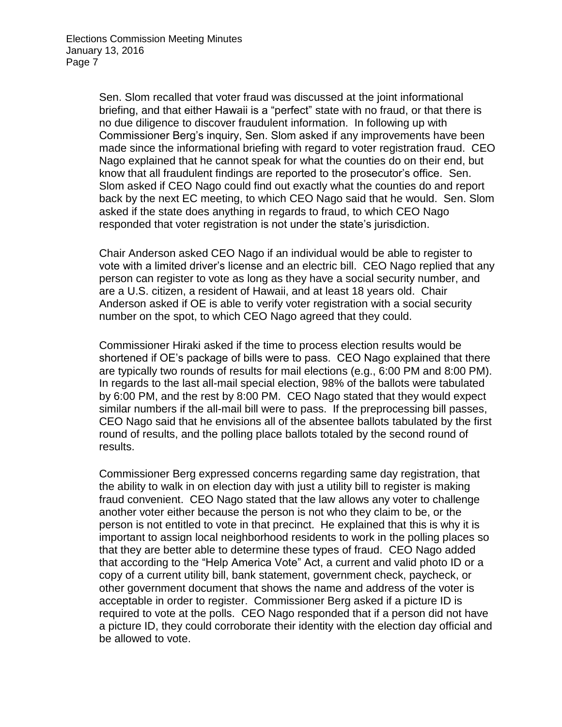Sen. Slom recalled that voter fraud was discussed at the joint informational briefing, and that either Hawaii is a "perfect" state with no fraud, or that there is no due diligence to discover fraudulent information. In following up with Commissioner Berg's inquiry, Sen. Slom asked if any improvements have been made since the informational briefing with regard to voter registration fraud. CEO Nago explained that he cannot speak for what the counties do on their end, but know that all fraudulent findings are reported to the prosecutor's office. Sen. Slom asked if CEO Nago could find out exactly what the counties do and report back by the next EC meeting, to which CEO Nago said that he would. Sen. Slom asked if the state does anything in regards to fraud, to which CEO Nago responded that voter registration is not under the state's jurisdiction.

Chair Anderson asked CEO Nago if an individual would be able to register to vote with a limited driver's license and an electric bill. CEO Nago replied that any person can register to vote as long as they have a social security number, and are a U.S. citizen, a resident of Hawaii, and at least 18 years old. Chair Anderson asked if OE is able to verify voter registration with a social security number on the spot, to which CEO Nago agreed that they could.

Commissioner Hiraki asked if the time to process election results would be shortened if OE's package of bills were to pass. CEO Nago explained that there are typically two rounds of results for mail elections (e.g., 6:00 PM and 8:00 PM). In regards to the last all-mail special election, 98% of the ballots were tabulated by 6:00 PM, and the rest by 8:00 PM. CEO Nago stated that they would expect similar numbers if the all-mail bill were to pass. If the preprocessing bill passes, CEO Nago said that he envisions all of the absentee ballots tabulated by the first round of results, and the polling place ballots totaled by the second round of results.

Commissioner Berg expressed concerns regarding same day registration, that the ability to walk in on election day with just a utility bill to register is making fraud convenient. CEO Nago stated that the law allows any voter to challenge another voter either because the person is not who they claim to be, or the person is not entitled to vote in that precinct. He explained that this is why it is important to assign local neighborhood residents to work in the polling places so that they are better able to determine these types of fraud. CEO Nago added that according to the "Help America Vote" Act, a current and valid photo ID or a copy of a current utility bill, bank statement, government check, paycheck, or other government document that shows the name and address of the voter is acceptable in order to register. Commissioner Berg asked if a picture ID is required to vote at the polls. CEO Nago responded that if a person did not have a picture ID, they could corroborate their identity with the election day official and be allowed to vote.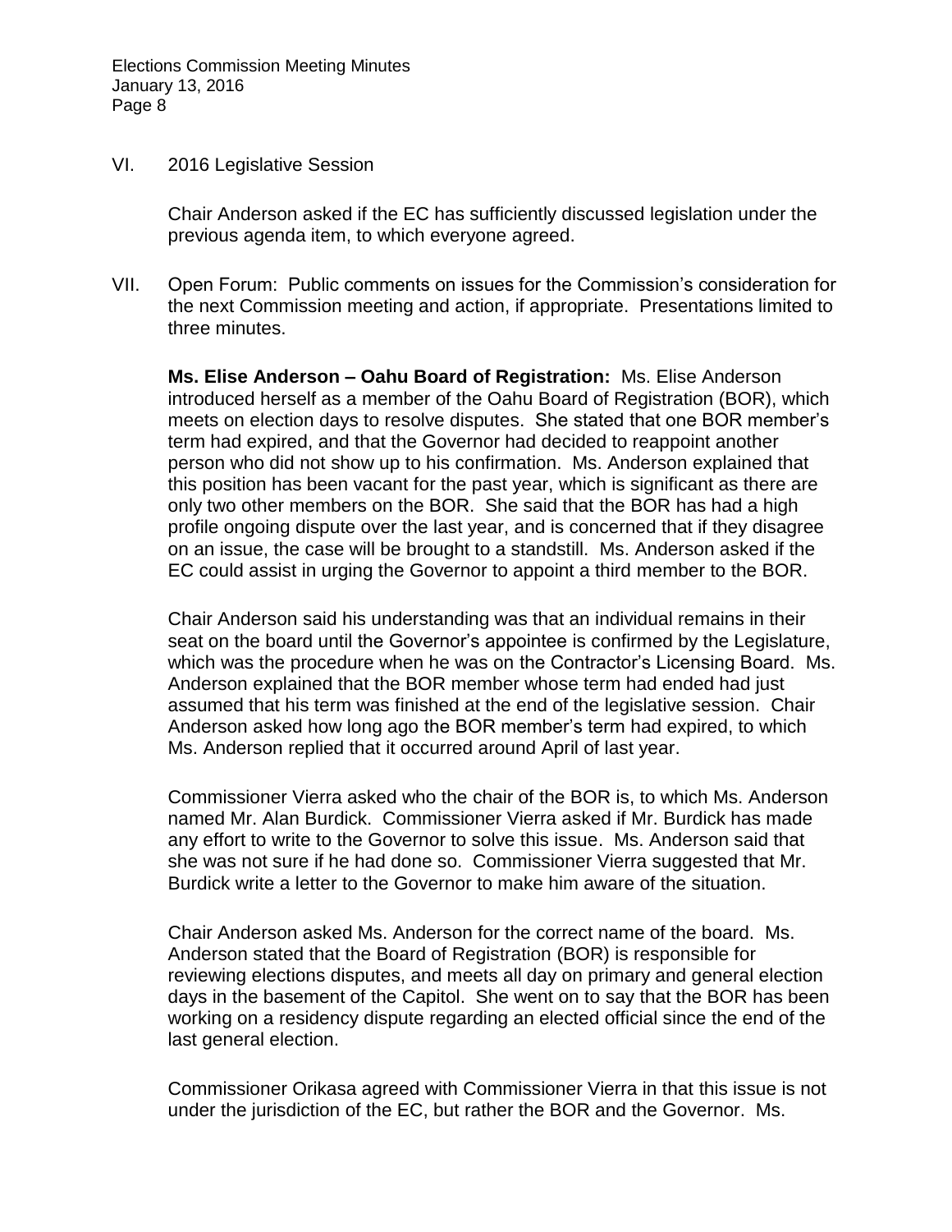VI. 2016 Legislative Session

Chair Anderson asked if the EC has sufficiently discussed legislation under the previous agenda item, to which everyone agreed.

VII. Open Forum: Public comments on issues for the Commission's consideration for the next Commission meeting and action, if appropriate. Presentations limited to three minutes.

**Ms. Elise Anderson – Oahu Board of Registration:** Ms. Elise Anderson introduced herself as a member of the Oahu Board of Registration (BOR), which meets on election days to resolve disputes. She stated that one BOR member's term had expired, and that the Governor had decided to reappoint another person who did not show up to his confirmation. Ms. Anderson explained that this position has been vacant for the past year, which is significant as there are only two other members on the BOR. She said that the BOR has had a high profile ongoing dispute over the last year, and is concerned that if they disagree on an issue, the case will be brought to a standstill. Ms. Anderson asked if the EC could assist in urging the Governor to appoint a third member to the BOR.

Chair Anderson said his understanding was that an individual remains in their seat on the board until the Governor's appointee is confirmed by the Legislature, which was the procedure when he was on the Contractor's Licensing Board. Ms. Anderson explained that the BOR member whose term had ended had just assumed that his term was finished at the end of the legislative session. Chair Anderson asked how long ago the BOR member's term had expired, to which Ms. Anderson replied that it occurred around April of last year.

Commissioner Vierra asked who the chair of the BOR is, to which Ms. Anderson named Mr. Alan Burdick. Commissioner Vierra asked if Mr. Burdick has made any effort to write to the Governor to solve this issue. Ms. Anderson said that she was not sure if he had done so. Commissioner Vierra suggested that Mr. Burdick write a letter to the Governor to make him aware of the situation.

Chair Anderson asked Ms. Anderson for the correct name of the board. Ms. Anderson stated that the Board of Registration (BOR) is responsible for reviewing elections disputes, and meets all day on primary and general election days in the basement of the Capitol. She went on to say that the BOR has been working on a residency dispute regarding an elected official since the end of the last general election.

Commissioner Orikasa agreed with Commissioner Vierra in that this issue is not under the jurisdiction of the EC, but rather the BOR and the Governor. Ms.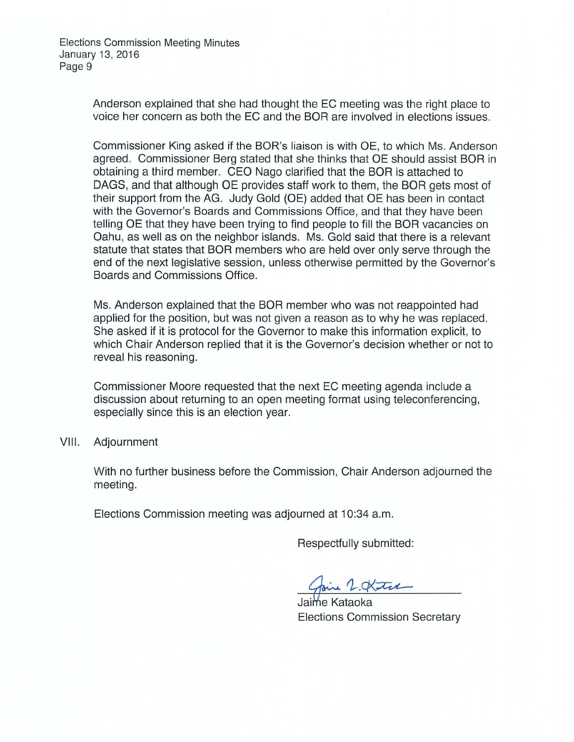Anderson explained that she had thought the EC meeting was the right place to voice her concern as both the EC and the BOR are involved in elections issues.

Commissioner King asked if the BOR's liaison is with OE, to which Ms. Anderson agreed. Commissioner Berg stated that she thinks that OE should assist BOR in obtaining a third member. CEO Nago clarified that the BOR is attached to DAGS, and that although OE provides staff work to them, the BOR gets most of their support from the AG. Judy Gold (OE) added that OE has been in contact with the Governor's Boards and Commissions Office, and that they have been telling OE that they have been trying to find people to fill the BOR vacancies on Oahu, as well as on the neighbor islands. Ms. Gold said that there is a relevant statute that states that BOR members who are held over only serve through the end of the next legislative session, unless otherwise permitted by the Governor's Boards and Commissions Office.

Ms. Anderson explained that the BOR member who was not reappointed had applied for the position, but was not given a reason as to why he was replaced. She asked if it is protocol for the Governor to make this information explicit, to which Chair Anderson replied that it is the Governor's decision whether or not to reveal his reasoning.

Commissioner Moore requested that the next EC meeting agenda include a discussion about returning to an open meeting format using teleconferencing, especially since this is an election year.

VIII. Adjournment

With no further business before the Commission, Chair Anderson adjourned the meeting.

Elections Commission meeting was adjourned at 10:34 a.m.

Respectfully submitted:

Jaime Kataoka
Elections Commission Secretary